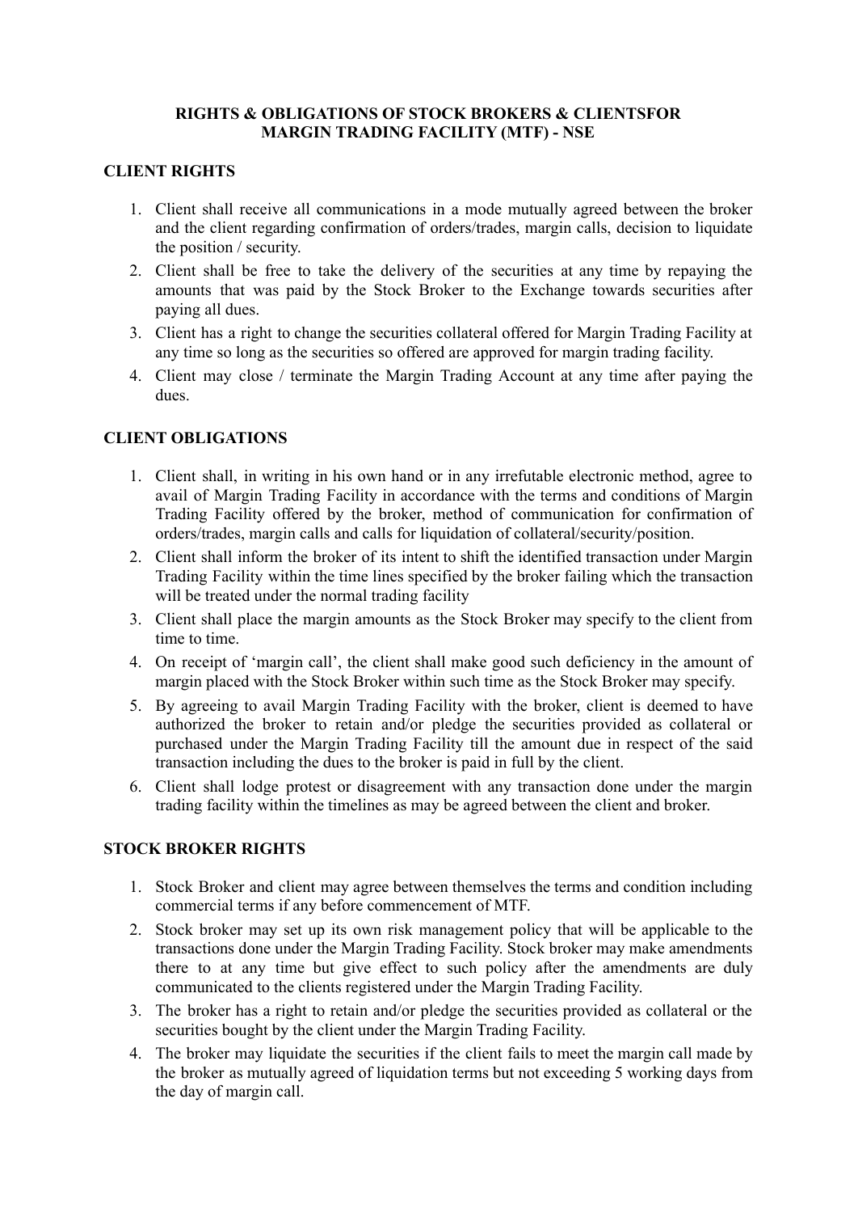# RIGHTS & OBLIGATIONS OF STOCK BROKERS & CLIENTSFOR MARGIN TRADING FACILITY (MTF) - NSE

## CLIENT RIGHTS

1. Client shall receive all communications in a mode mutually agreed between the broker and the client regarding confirmation of orders/trades, margin calls, decision to liquidate the position / security.
2. Client shall be free to take the delivery of the securities at any time by repaying the amounts that was paid by the Stock Broker to the Exchange towards securities after paying all dues.
3. Client has a right to change the securities collateral offered for Margin Trading Facility at any time so long as the securities so offered are approved for margin trading facility.
4. Client may close / terminate the Margin Trading Account at any time after paying the dues.

## CLIENT OBLIGATIONS

1. Client shall, in writing in his own hand or in any irrefutable electronic method, agree to avail of Margin Trading Facility in accordance with the terms and conditions of Margin Trading Facility offered by the broker, method of communication for confirmation of orders/trades, margin calls and calls for liquidation of collateral/security/position.
2. Client shall inform the broker of its intent to shift the identified transaction under Margin Trading Facility within the time lines specified by the broker failing which the transaction will be treated under the normal trading facility
3. Client shall place the margin amounts as the Stock Broker may specify to the client from time to time.
4. On receipt of 'margin call', the client shall make good such deficiency in the amount of margin placed with the Stock Broker within such time as the Stock Broker may specify.
5. By agreeing to avail Margin Trading Facility with the broker, client is deemed to have authorized the broker to retain and/or pledge the securities provided as collateral or purchased under the Margin Trading Facility till the amount due in respect of the said transaction including the dues to the broker is paid in full by the client.
6. Client shall lodge protest or disagreement with any transaction done under the margin trading facility within the timelines as may be agreed between the client and broker.

## STOCK BROKER RIGHTS

1. Stock Broker and client may agree between themselves the terms and condition including commercial terms if any before commencement of MTF.
2. Stock broker may set up its own risk management policy that will be applicable to the transactions done under the Margin Trading Facility. Stock broker may make amendments there to at any time but give effect to such policy after the amendments are duly communicated to the clients registered under the Margin Trading Facility.
3. The broker has a right to retain and/or pledge the securities provided as collateral or the securities bought by the client under the Margin Trading Facility.
4. The broker may liquidate the securities if the client fails to meet the margin call made by the broker as mutually agreed of liquidation terms but not exceeding 5 working days from the day of margin call.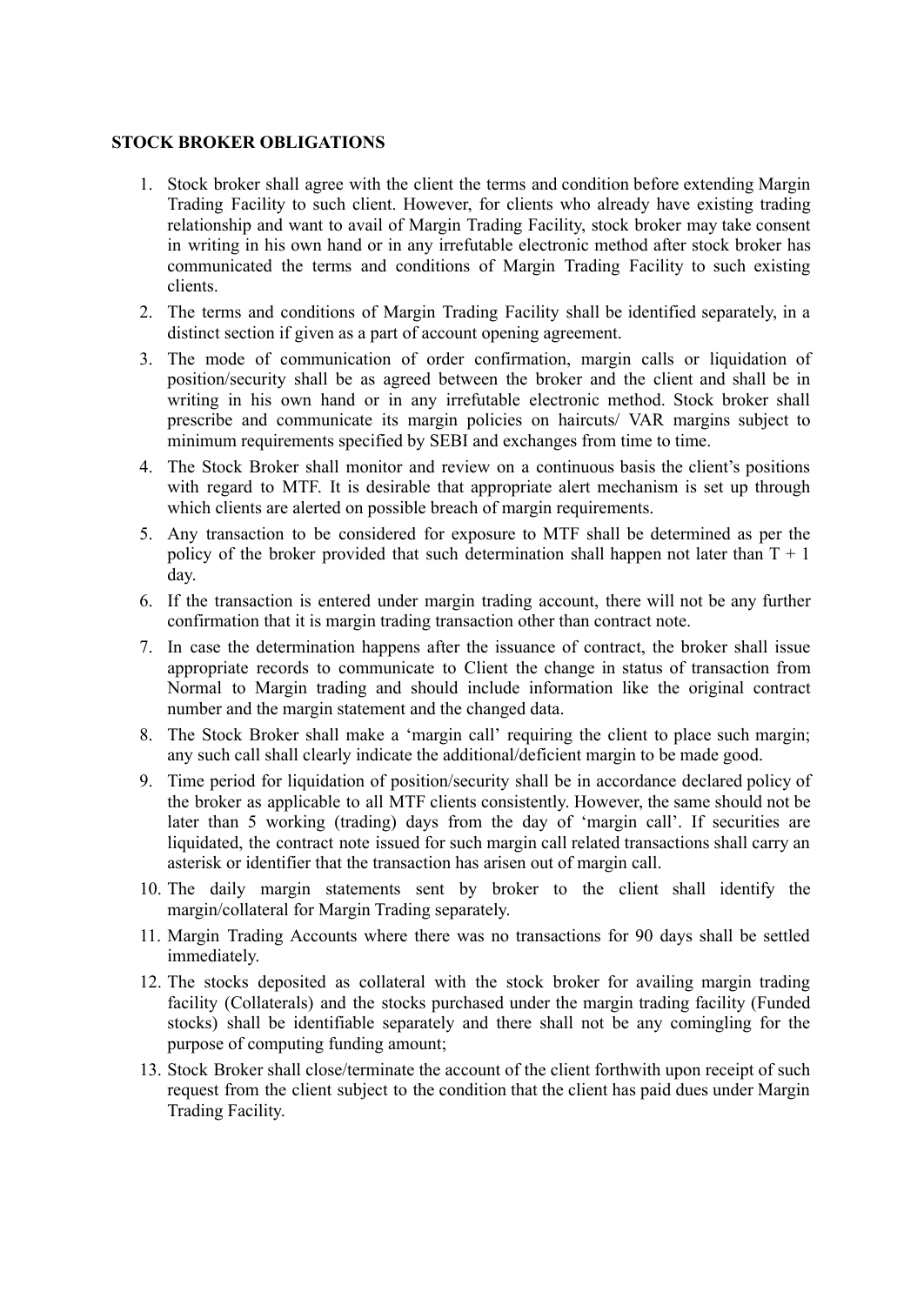**STOCK BROKER OBLIGATIONS**

1. Stock broker shall agree with the client the terms and condition before extending Margin Trading Facility to such client. However, for clients who already have existing trading relationship and want to avail of Margin Trading Facility, stock broker may take consent in writing in his own hand or in any irrefutable electronic method after stock broker has communicated the terms and conditions of Margin Trading Facility to such existing clients.
2. The terms and conditions of Margin Trading Facility shall be identified separately, in a distinct section if given as a part of account opening agreement.
3. The mode of communication of order confirmation, margin calls or liquidation of position/security shall be as agreed between the broker and the client and shall be in writing in his own hand or in any irrefutable electronic method. Stock broker shall prescribe and communicate its margin policies on haircuts/ VAR margins subject to minimum requirements specified by SEBI and exchanges from time to time.
4. The Stock Broker shall monitor and review on a continuous basis the client's positions with regard to MTF. It is desirable that appropriate alert mechanism is set up through which clients are alerted on possible breach of margin requirements.
5. Any transaction to be considered for exposure to MTF shall be determined as per the policy of the broker provided that such determination shall happen not later than T + 1 day.
6. If the transaction is entered under margin trading account, there will not be any further confirmation that it is margin trading transaction other than contract note.
7. In case the determination happens after the issuance of contract, the broker shall issue appropriate records to communicate to Client the change in status of transaction from Normal to Margin trading and should include information like the original contract number and the margin statement and the changed data.
8. The Stock Broker shall make a 'margin call' requiring the client to place such margin; any such call shall clearly indicate the additional/deficient margin to be made good.
9. Time period for liquidation of position/security shall be in accordance declared policy of the broker as applicable to all MTF clients consistently. However, the same should not be later than 5 working (trading) days from the day of 'margin call'. If securities are liquidated, the contract note issued for such margin call related transactions shall carry an asterisk or identifier that the transaction has arisen out of margin call.
10. The daily margin statements sent by broker to the client shall identify the margin/collateral for Margin Trading separately.
11. Margin Trading Accounts where there was no transactions for 90 days shall be settled immediately.
12. The stocks deposited as collateral with the stock broker for availing margin trading facility (Collaterals) and the stocks purchased under the margin trading facility (Funded stocks) shall be identifiable separately and there shall not be any comingling for the purpose of computing funding amount;
13. Stock Broker shall close/terminate the account of the client forthwith upon receipt of such request from the client subject to the condition that the client has paid dues under Margin Trading Facility.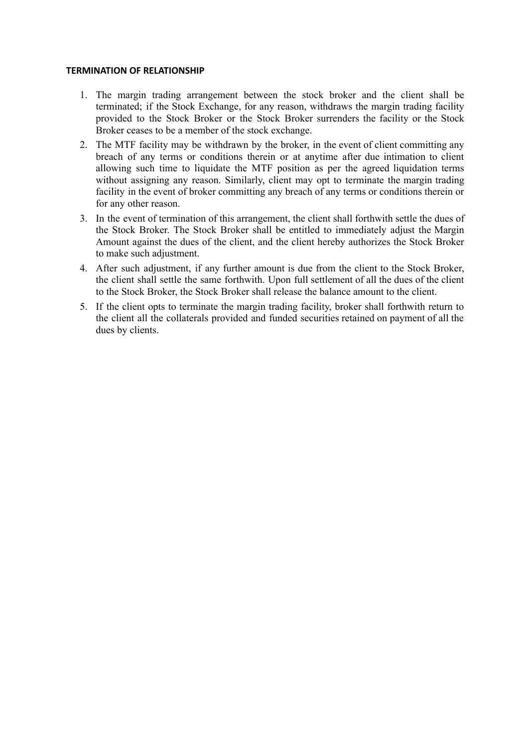**TERMINATION OF RELATIONSHIP**

1. The margin trading arrangement between the stock broker and the client shall be terminated; if the Stock Exchange, for any reason, withdraws the margin trading facility provided to the Stock Broker or the Stock Broker surrenders the facility or the Stock Broker ceases to be a member of the stock exchange.
2. The MTF facility may be withdrawn by the broker, in the event of client committing any breach of any terms or conditions therein or at anytime after due intimation to client allowing such time to liquidate the MTF position as per the agreed liquidation terms without assigning any reason. Similarly, client may opt to terminate the margin trading facility in the event of broker committing any breach of any terms or conditions therein or for any other reason.
3. In the event of termination of this arrangement, the client shall forthwith settle the dues of the Stock Broker. The Stock Broker shall be entitled to immediately adjust the Margin Amount against the dues of the client, and the client hereby authorizes the Stock Broker to make such adjustment.
4. After such adjustment, if any further amount is due from the client to the Stock Broker, the client shall settle the same forthwith. Upon full settlement of all the dues of the client to the Stock Broker, the Stock Broker shall release the balance amount to the client.
5. If the client opts to terminate the margin trading facility, broker shall forthwith return to the client all the collaterals provided and funded securities retained on payment of all the dues by clients.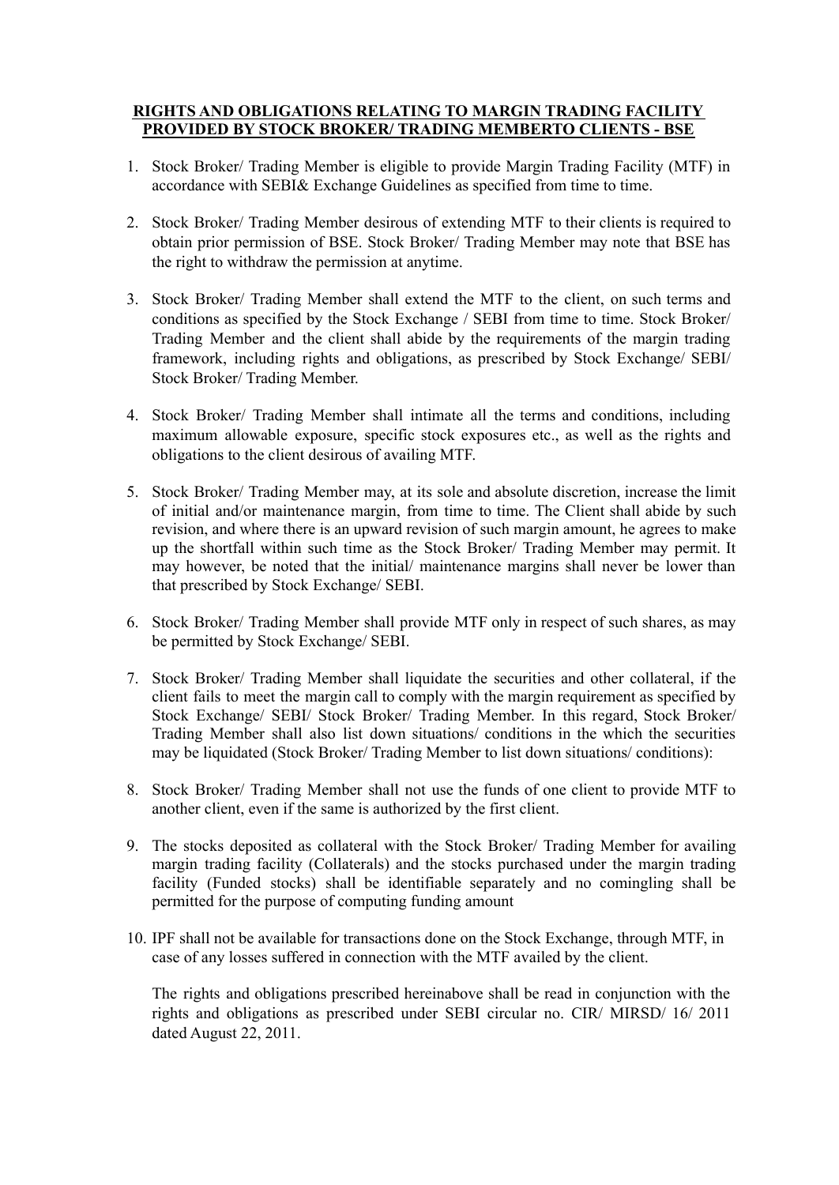## RIGHTS AND OBLIGATIONS RELATING TO MARGIN TRADING FACILITY PROVIDED BY STOCK BROKER/ TRADING MEMBERTO CLIENTS - BSE

1. Stock Broker/ Trading Member is eligible to provide Margin Trading Facility (MTF) in accordance with SEBI& Exchange Guidelines as specified from time to time.

2. Stock Broker/ Trading Member desirous of extending MTF to their clients is required to obtain prior permission of BSE. Stock Broker/ Trading Member may note that BSE has the right to withdraw the permission at anytime.

3. Stock Broker/ Trading Member shall extend the MTF to the client, on such terms and conditions as specified by the Stock Exchange / SEBI from time to time. Stock Broker/ Trading Member and the client shall abide by the requirements of the margin trading framework, including rights and obligations, as prescribed by Stock Exchange/ SEBI/ Stock Broker/ Trading Member.

4. Stock Broker/ Trading Member shall intimate all the terms and conditions, including maximum allowable exposure, specific stock exposures etc., as well as the rights and obligations to the client desirous of availing MTF.

5. Stock Broker/ Trading Member may, at its sole and absolute discretion, increase the limit of initial and/or maintenance margin, from time to time. The Client shall abide by such revision, and where there is an upward revision of such margin amount, he agrees to make up the shortfall within such time as the Stock Broker/ Trading Member may permit. It may however, be noted that the initial/ maintenance margins shall never be lower than that prescribed by Stock Exchange/ SEBI.

6. Stock Broker/ Trading Member shall provide MTF only in respect of such shares, as may be permitted by Stock Exchange/ SEBI.

7. Stock Broker/ Trading Member shall liquidate the securities and other collateral, if the client fails to meet the margin call to comply with the margin requirement as specified by Stock Exchange/ SEBI/ Stock Broker/ Trading Member. In this regard, Stock Broker/ Trading Member shall also list down situations/ conditions in the which the securities may be liquidated (Stock Broker/ Trading Member to list down situations/ conditions):

8. Stock Broker/ Trading Member shall not use the funds of one client to provide MTF to another client, even if the same is authorized by the first client.

9. The stocks deposited as collateral with the Stock Broker/ Trading Member for availing margin trading facility (Collaterals) and the stocks purchased under the margin trading facility (Funded stocks) shall be identifiable separately and no comingling shall be permitted for the purpose of computing funding amount

10. IPF shall not be available for transactions done on the Stock Exchange, through MTF, in case of any losses suffered in connection with the MTF availed by the client.

    The rights and obligations prescribed hereinabove shall be read in conjunction with the rights and obligations as prescribed under SEBI circular no. CIR/ MIRSD/ 16/ 2011 dated August 22, 2011.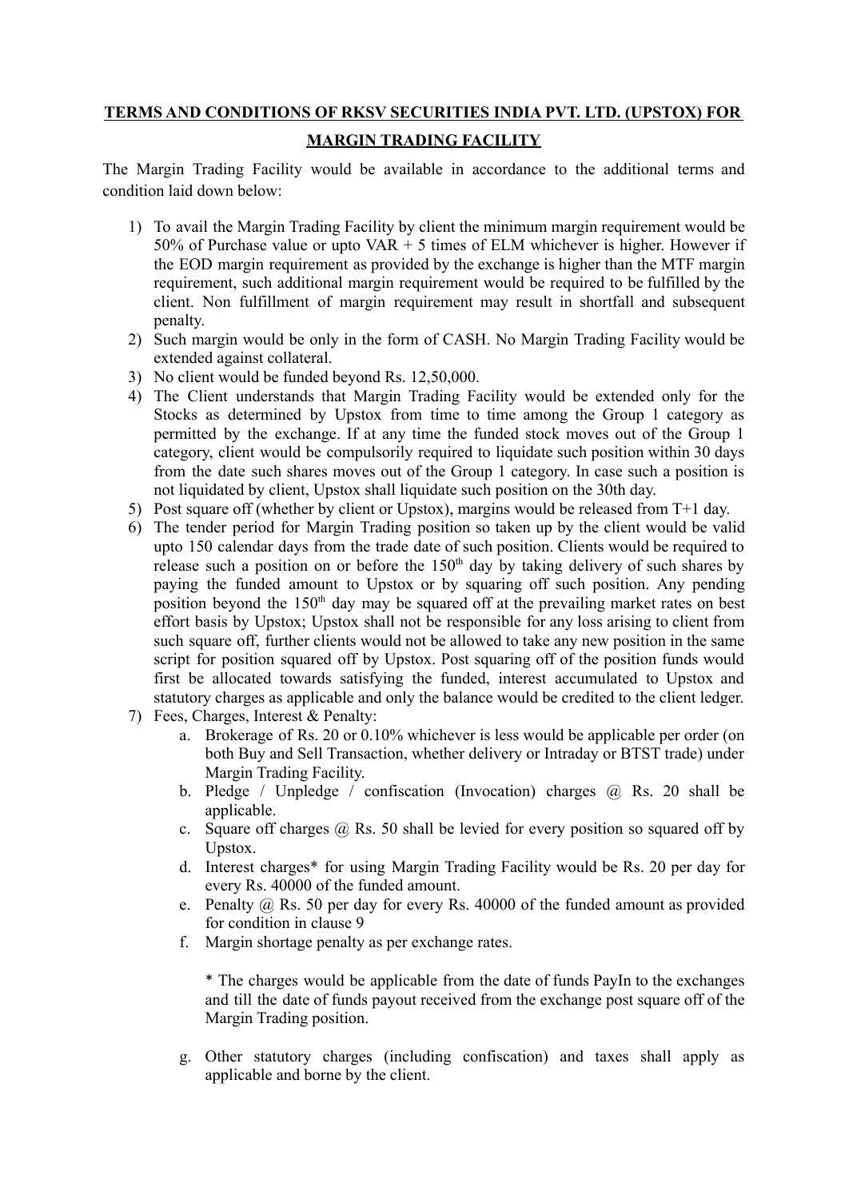**TERMS AND CONDITIONS OF RKSV SECURITIES INDIA PVT. LTD. (UPSTOX) FOR MARGIN TRADING FACILITY**

The Margin Trading Facility would be available in accordance to the additional terms and condition laid down below:

1) To avail the Margin Trading Facility by client the minimum margin requirement would be 50% of Purchase value or upto VAR + 5 times of ELM whichever is higher. However if the EOD margin requirement as provided by the exchange is higher than the MTF margin requirement, such additional margin requirement would be required to be fulfilled by the client. Non fulfillment of margin requirement may result in shortfall and subsequent penalty.
2) Such margin would be only in the form of CASH. No Margin Trading Facility would be extended against collateral.
3) No client would be funded beyond Rs. 12,50,000.
4) The Client understands that Margin Trading Facility would be extended only for the Stocks as determined by Upstox from time to time among the Group 1 category as permitted by the exchange. If at any time the funded stock moves out of the Group 1 category, client would be compulsorily required to liquidate such position within 30 days from the date such shares moves out of the Group 1 category. In case such a position is not liquidated by client, Upstox shall liquidate such position on the 30th day.
5) Post square off (whether by client or Upstox), margins would be released from T+1 day.
6) The tender period for Margin Trading position so taken up by the client would be valid upto 150 calendar days from the trade date of such position. Clients would be required to release such a position on or before the 150th day by taking delivery of such shares by paying the funded amount to Upstox or by squaring off such position. Any pending position beyond the 150th day may be squared off at the prevailing market rates on best effort basis by Upstox; Upstox shall not be responsible for any loss arising to client from such square off, further clients would not be allowed to take any new position in the same script for position squared off by Upstox. Post squaring off of the position funds would first be allocated towards satisfying the funded, interest accumulated to Upstox and statutory charges as applicable and only the balance would be credited to the client ledger.
7) Fees, Charges, Interest & Penalty:
    a. Brokerage of Rs. 20 or 0.10% whichever is less would be applicable per order (on both Buy and Sell Transaction, whether delivery or Intraday or BTST trade) under Margin Trading Facility.
    b. Pledge / Unpledge / confiscation (Invocation) charges @ Rs. 20 shall be applicable.
    c. Square off charges @ Rs. 50 shall be levied for every position so squared off by Upstox.
    d. Interest charges* for using Margin Trading Facility would be Rs. 20 per day for every Rs. 40000 of the funded amount.
    e. Penalty @ Rs. 50 per day for every Rs. 40000 of the funded amount as provided for condition in clause 9
    f. Margin shortage penalty as per exchange rates.

        * The charges would be applicable from the date of funds PayIn to the exchanges and till the date of funds payout received from the exchange post square off of the Margin Trading position.

    g. Other statutory charges (including confiscation) and taxes shall apply as applicable and borne by the client.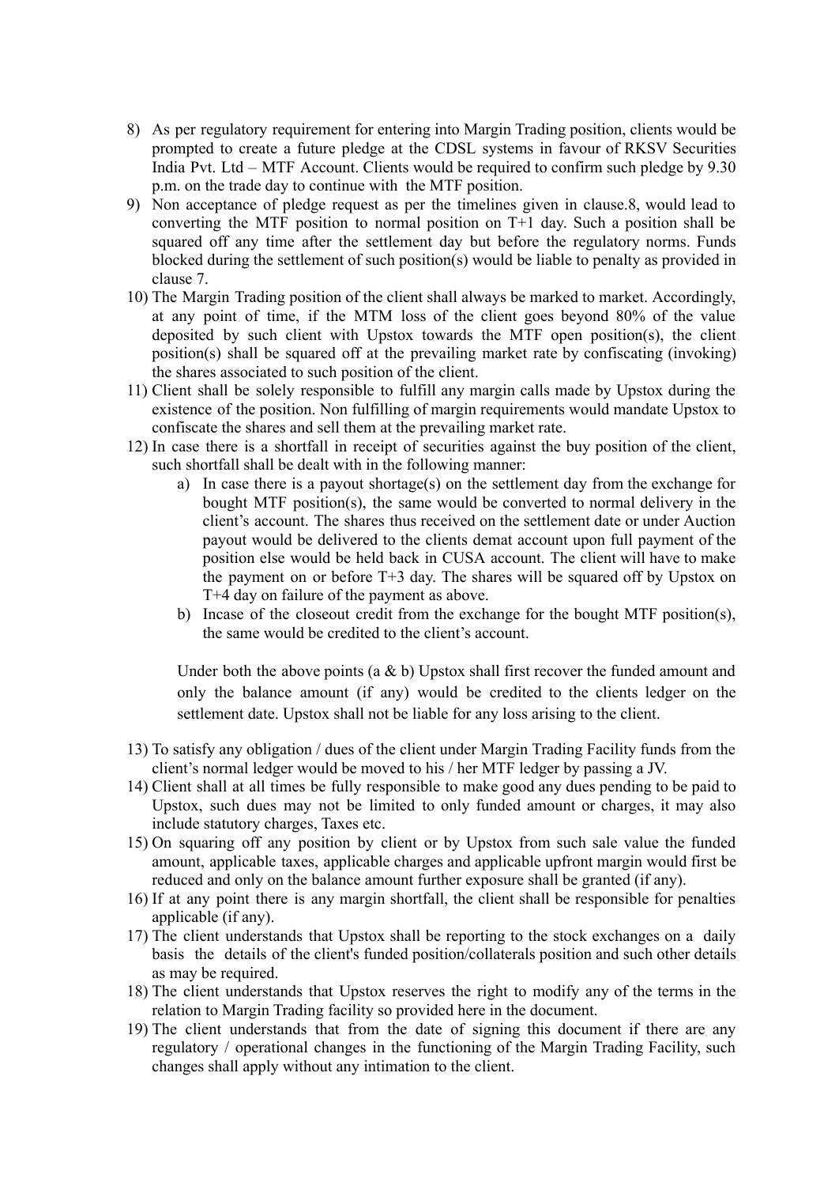8) As per regulatory requirement for entering into Margin Trading position, clients would be prompted to create a future pledge at the CDSL systems in favour of RKSV Securities India Pvt. Ltd – MTF Account. Clients would be required to confirm such pledge by 9.30 p.m. on the trade day to continue with the MTF position.
9) Non acceptance of pledge request as per the timelines given in clause.8, would lead to converting the MTF position to normal position on T+1 day. Such a position shall be squared off any time after the settlement day but before the regulatory norms. Funds blocked during the settlement of such position(s) would be liable to penalty as provided in clause 7.
10) The Margin Trading position of the client shall always be marked to market. Accordingly, at any point of time, if the MTM loss of the client goes beyond 80% of the value deposited by such client with Upstox towards the MTF open position(s), the client position(s) shall be squared off at the prevailing market rate by confiscating (invoking) the shares associated to such position of the client.
11) Client shall be solely responsible to fulfill any margin calls made by Upstox during the existence of the position. Non fulfilling of margin requirements would mandate Upstox to confiscate the shares and sell them at the prevailing market rate.
12) In case there is a shortfall in receipt of securities against the buy position of the client, such shortfall shall be dealt with in the following manner:
    a) In case there is a payout shortage(s) on the settlement day from the exchange for bought MTF position(s), the same would be converted to normal delivery in the client's account. The shares thus received on the settlement date or under Auction payout would be delivered to the clients demat account upon full payment of the position else would be held back in CUSA account. The client will have to make the payment on or before T+3 day. The shares will be squared off by Upstox on T+4 day on failure of the payment as above.
    b) Incase of the closeout credit from the exchange for the bought MTF position(s), the same would be credited to the client's account.

    Under both the above points (a & b) Upstox shall first recover the funded amount and only the balance amount (if any) would be credited to the clients ledger on the settlement date. Upstox shall not be liable for any loss arising to the client.

13) To satisfy any obligation / dues of the client under Margin Trading Facility funds from the client's normal ledger would be moved to his / her MTF ledger by passing a JV.
14) Client shall at all times be fully responsible to make good any dues pending to be paid to Upstox, such dues may not be limited to only funded amount or charges, it may also include statutory charges, Taxes etc.
15) On squaring off any position by client or by Upstox from such sale value the funded amount, applicable taxes, applicable charges and applicable upfront margin would first be reduced and only on the balance amount further exposure shall be granted (if any).
16) If at any point there is any margin shortfall, the client shall be responsible for penalties applicable (if any).
17) The client understands that Upstox shall be reporting to the stock exchanges on a daily basis the details of the client's funded position/collaterals position and such other details as may be required.
18) The client understands that Upstox reserves the right to modify any of the terms in the relation to Margin Trading facility so provided here in the document.
19) The client understands that from the date of signing this document if there are any regulatory / operational changes in the functioning of the Margin Trading Facility, such changes shall apply without any intimation to the client.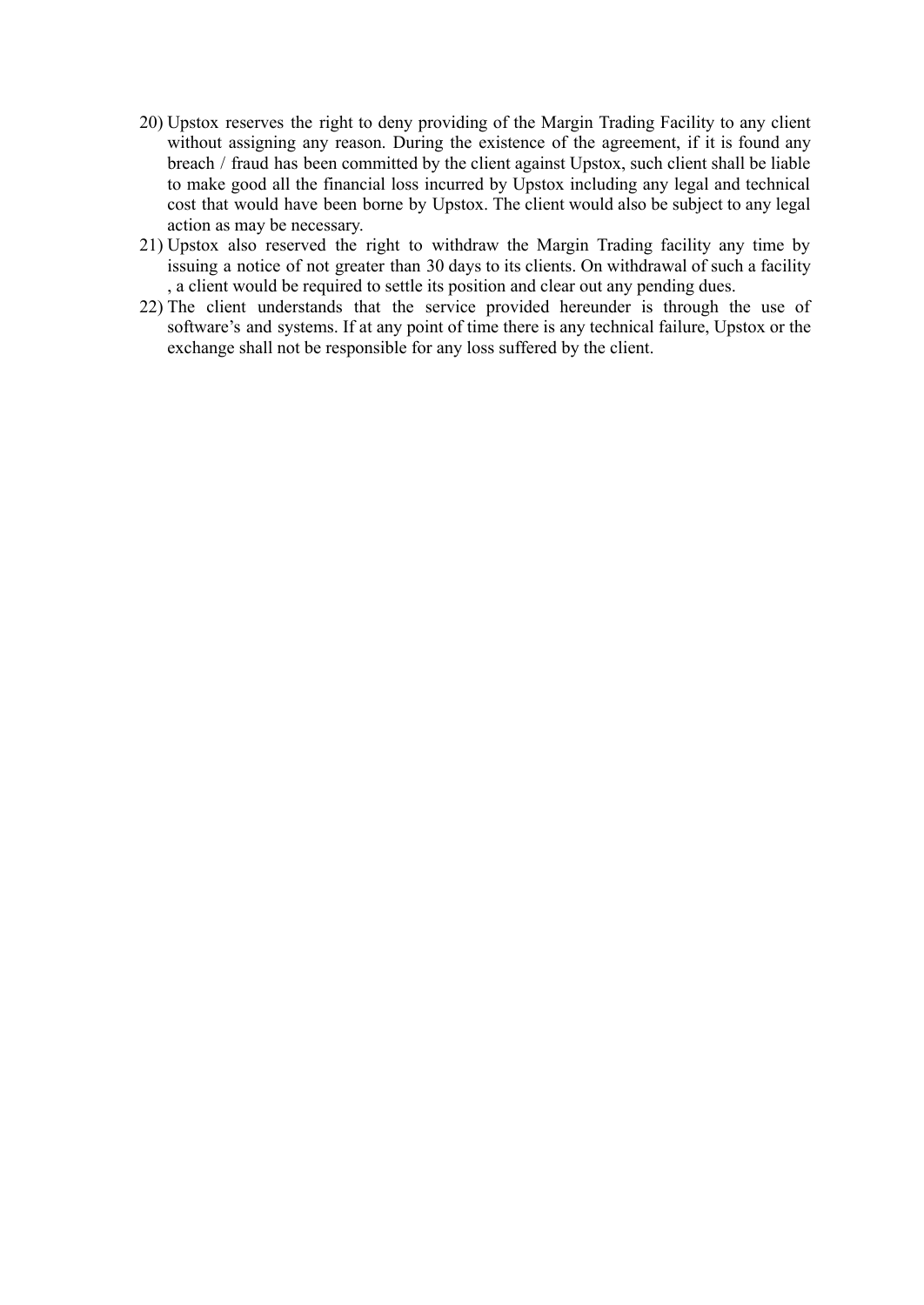20) Upstox reserves the right to deny providing of the Margin Trading Facility to any client without assigning any reason. During the existence of the agreement, if it is found any breach / fraud has been committed by the client against Upstox, such client shall be liable to make good all the financial loss incurred by Upstox including any legal and technical cost that would have been borne by Upstox. The client would also be subject to any legal action as may be necessary.
21) Upstox also reserved the right to withdraw the Margin Trading facility any time by issuing a notice of not greater than 30 days to its clients. On withdrawal of such a facility , a client would be required to settle its position and clear out any pending dues.
22) The client understands that the service provided hereunder is through the use of software's and systems. If at any point of time there is any technical failure, Upstox or the exchange shall not be responsible for any loss suffered by the client.